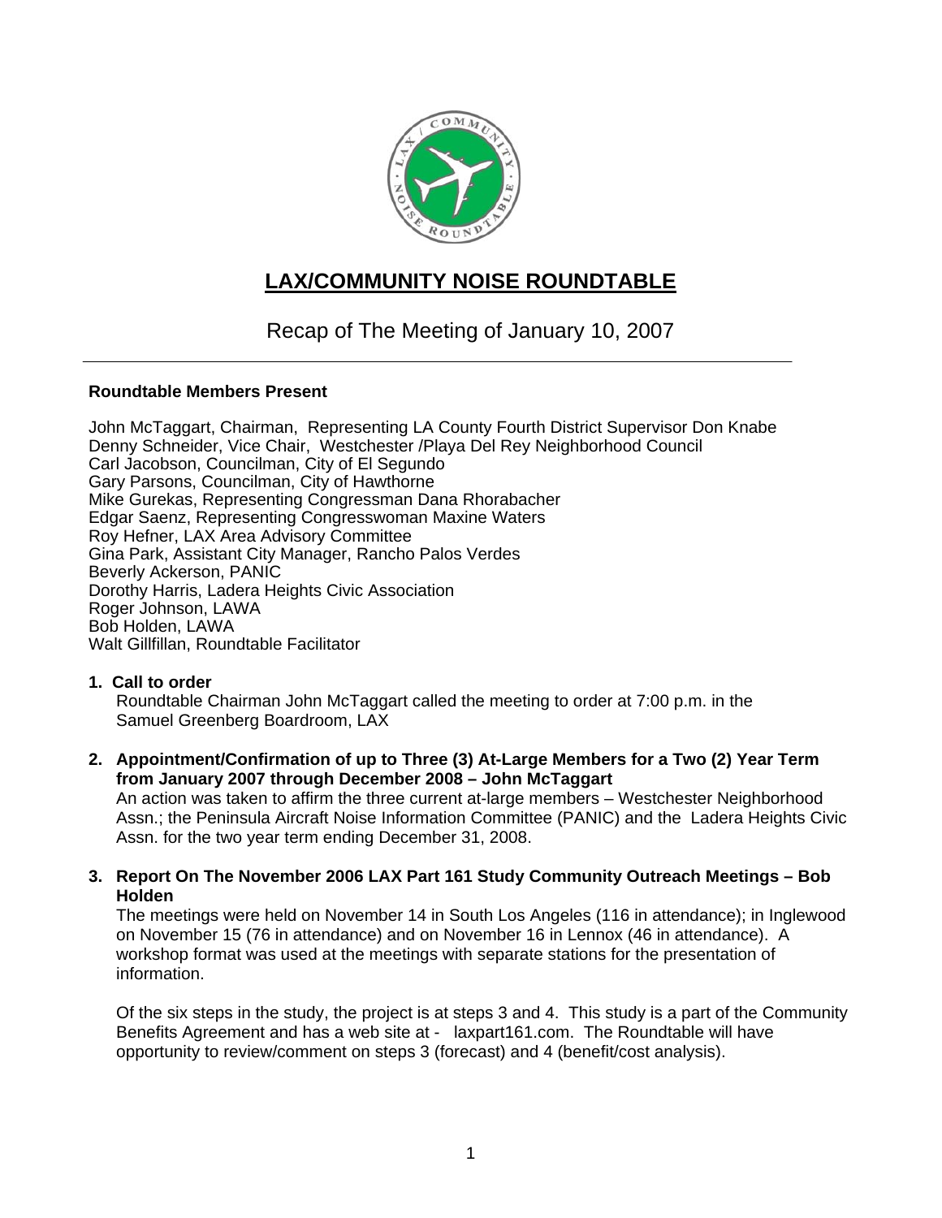# LAX/COMMUNITY NOISE ROUNDTABLE

## Recap of The Meeting of January 10, 2007

---

**Roundtable Members Present**

John McTaggart, Chairman, Representing LA County Fourth District Supervisor Don Knabe
Denny Schneider, Vice Chair, Westchester /Playa Del Rey Neighborhood Council
Carl Jacobson, Councilman, City of El Segundo
Gary Parsons, Councilman, City of Hawthorne
Mike Gurekas, Representing Congressman Dana Rhorabacher
Edgar Saenz, Representing Congresswoman Maxine Waters
Roy Hefner, LAX Area Advisory Committee
Gina Park, Assistant City Manager, Rancho Palos Verdes
Beverly Ackerson, PANIC
Dorothy Harris, Ladera Heights Civic Association
Roger Johnson, LAWA
Bob Holden, LAWA
Walt Gillfillan, Roundtable Facilitator

**1. Call to order**

Roundtable Chairman John McTaggart called the meeting to order at 7:00 p.m. in the Samuel Greenberg Boardroom, LAX

**2. Appointment/Confirmation of up to Three (3) At-Large Members for a Two (2) Year Term from January 2007 through December 2008 – John McTaggart**

An action was taken to affirm the three current at-large members – Westchester Neighborhood Assn.; the Peninsula Aircraft Noise Information Committee (PANIC) and the Ladera Heights Civic Assn. for the two year term ending December 31, 2008.

**3. Report On The November 2006 LAX Part 161 Study Community Outreach Meetings – Bob Holden**

The meetings were held on November 14 in South Los Angeles (116 in attendance); in Inglewood on November 15 (76 in attendance) and on November 16 in Lennox (46 in attendance). A workshop format was used at the meetings with separate stations for the presentation of information.

Of the six steps in the study, the project is at steps 3 and 4. This study is a part of the Community Benefits Agreement and has a web site at - laxpart161.com. The Roundtable will have opportunity to review/comment on steps 3 (forecast) and 4 (benefit/cost analysis).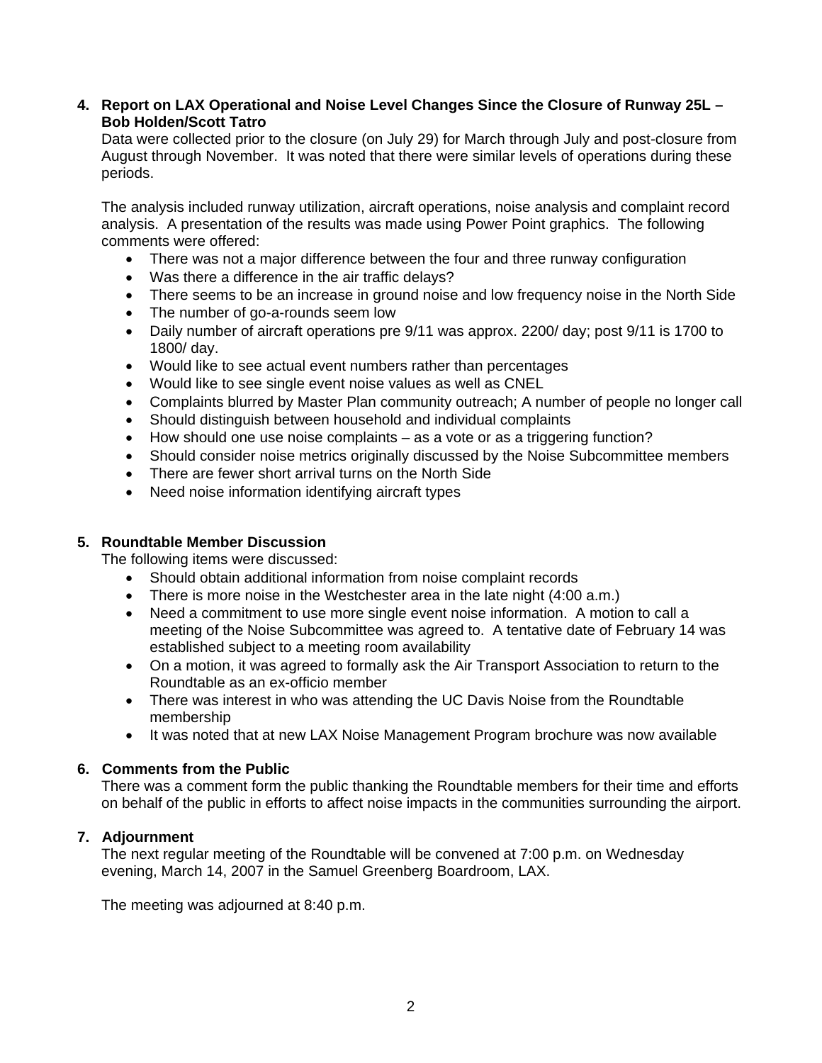**4. Report on LAX Operational and Noise Level Changes Since the Closure of Runway 25L – Bob Holden/Scott Tatro**

Data were collected prior to the closure (on July 29) for March through July and post-closure from August through November. It was noted that there were similar levels of operations during these periods.

The analysis included runway utilization, aircraft operations, noise analysis and complaint record analysis. A presentation of the results was made using Power Point graphics. The following comments were offered:

- There was not a major difference between the four and three runway configuration
- Was there a difference in the air traffic delays?
- There seems to be an increase in ground noise and low frequency noise in the North Side
- The number of go-a-rounds seem low
- Daily number of aircraft operations pre 9/11 was approx. 2200/ day; post 9/11 is 1700 to 1800/ day.
- Would like to see actual event numbers rather than percentages
- Would like to see single event noise values as well as CNEL
- Complaints blurred by Master Plan community outreach; A number of people no longer call
- Should distinguish between household and individual complaints
- How should one use noise complaints – as a vote or as a triggering function?
- Should consider noise metrics originally discussed by the Noise Subcommittee members
- There are fewer short arrival turns on the North Side
- Need noise information identifying aircraft types

**5. Roundtable Member Discussion**

The following items were discussed:

- Should obtain additional information from noise complaint records
- There is more noise in the Westchester area in the late night (4:00 a.m.)
- Need a commitment to use more single event noise information. A motion to call a meeting of the Noise Subcommittee was agreed to. A tentative date of February 14 was established subject to a meeting room availability
- On a motion, it was agreed to formally ask the Air Transport Association to return to the Roundtable as an ex-officio member
- There was interest in who was attending the UC Davis Noise from the Roundtable membership
- It was noted that at new LAX Noise Management Program brochure was now available

**6. Comments from the Public**

There was a comment form the public thanking the Roundtable members for their time and efforts on behalf of the public in efforts to affect noise impacts in the communities surrounding the airport.

**7. Adjournment**

The next regular meeting of the Roundtable will be convened at 7:00 p.m. on Wednesday evening, March 14, 2007 in the Samuel Greenberg Boardroom, LAX.

The meeting was adjourned at 8:40 p.m.